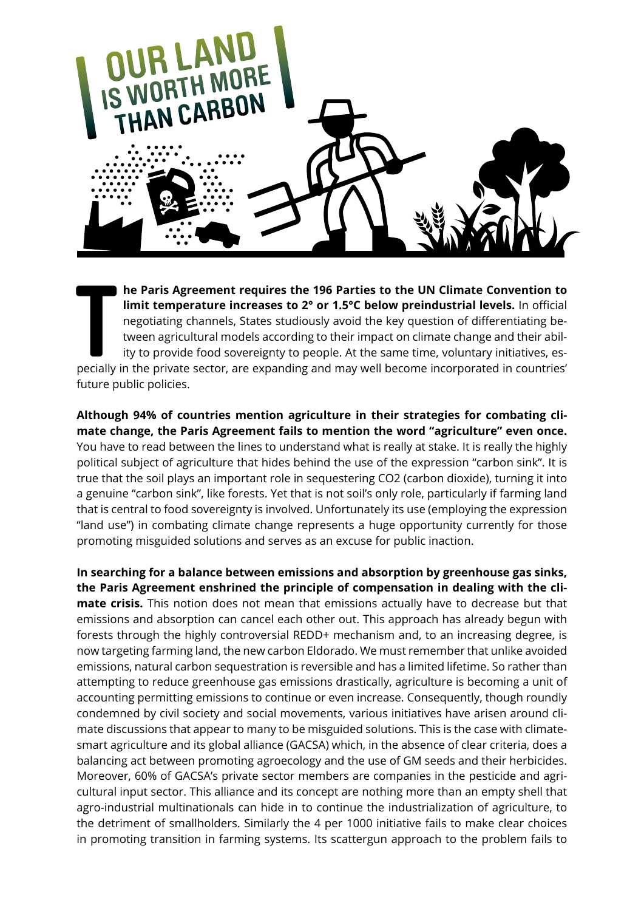# OUR LAND IS WORTH MORE THAN CARBON

**The Paris Agreement requires the 196 Parties to the UN Climate Convention to limit temperature increases to 2° or 1.5°C below preindustrial levels.** In official negotiating channels, States studiously avoid the key question of differentiating between agricultural models according to their impact on climate change and their ability to provide food sovereignty to people. At the same time, voluntary initiatives, especially in the private sector, are expanding and may well become incorporated in countries' future public policies.

**Although 94% of countries mention agriculture in their strategies for combating climate change, the Paris Agreement fails to mention the word "agriculture" even once.** You have to read between the lines to understand what is really at stake. It is really the highly political subject of agriculture that hides behind the use of the expression "carbon sink". It is true that the soil plays an important role in sequestering $CO_2$ (carbon dioxide), turning it into a genuine "carbon sink", like forests. Yet that is not soil's only role, particularly if farming land that is central to food sovereignty is involved. Unfortunately its use (employing the expression "land use") in combating climate change represents a huge opportunity currently for those promoting misguided solutions and serves as an excuse for public inaction.

**In searching for a balance between emissions and absorption by greenhouse gas sinks, the Paris Agreement enshrined the principle of compensation in dealing with the climate crisis.** This notion does not mean that emissions actually have to decrease but that emissions and absorption can cancel each other out. This approach has already begun with forests through the highly controversial REDD+ mechanism and, to an increasing degree, is now targeting farming land, the new carbon Eldorado. We must remember that unlike avoided emissions, natural carbon sequestration is reversible and has a limited lifetime. So rather than attempting to reduce greenhouse gas emissions drastically, agriculture is becoming a unit of accounting permitting emissions to continue or even increase. Consequently, though roundly condemned by civil society and social movements, various initiatives have arisen around climate discussions that appear to many to be misguided solutions. This is the case with climate-smart agriculture and its global alliance (GACSA) which, in the absence of clear criteria, does a balancing act between promoting agroecology and the use of GM seeds and their herbicides. Moreover, 60% of GACSA's private sector members are companies in the pesticide and agricultural input sector. This alliance and its concept are nothing more than an empty shell that agro-industrial multinationals can hide in to continue the industrialization of agriculture, to the detriment of smallholders. Similarly the 4 per 1000 initiative fails to make clear choices in promoting transition in farming systems. Its scattergun approach to the problem fails to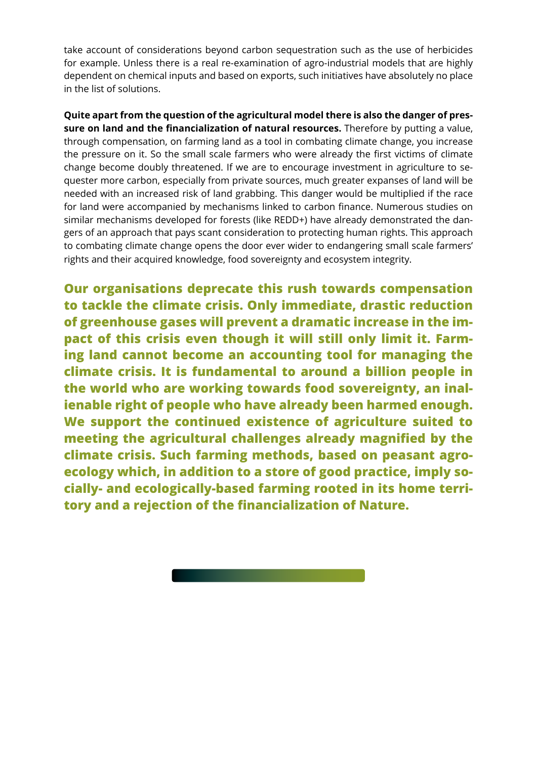take account of considerations beyond carbon sequestration such as the use of herbicides for example. Unless there is a real re-examination of agro-industrial models that are highly dependent on chemical inputs and based on exports, such initiatives have absolutely no place in the list of solutions.

**Quite apart from the question of the agricultural model there is also the danger of pressure on land and the financialization of natural resources.** Therefore by putting a value, through compensation, on farming land as a tool in combating climate change, you increase the pressure on it. So the small scale farmers who were already the first victims of climate change become doubly threatened. If we are to encourage investment in agriculture to sequester more carbon, especially from private sources, much greater expanses of land will be needed with an increased risk of land grabbing. This danger would be multiplied if the race for land were accompanied by mechanisms linked to carbon finance. Numerous studies on similar mechanisms developed for forests (like REDD+) have already demonstrated the dangers of an approach that pays scant consideration to protecting human rights. This approach to combating climate change opens the door ever wider to endangering small scale farmers' rights and their acquired knowledge, food sovereignty and ecosystem integrity.

**Our organisations deprecate this rush towards compensation to tackle the climate crisis. Only immediate, drastic reduction of greenhouse gases will prevent a dramatic increase in the impact of this crisis even though it will still only limit it. Farming land cannot become an accounting tool for managing the climate crisis. It is fundamental to around a billion people in the world who are working towards food sovereignty, an inalienable right of people who have already been harmed enough. We support the continued existence of agriculture suited to meeting the agricultural challenges already magnified by the climate crisis. Such farming methods, based on peasant agroecology which, in addition to a store of good practice, imply socially- and ecologically-based farming rooted in its home territory and a rejection of the financialization of Nature.**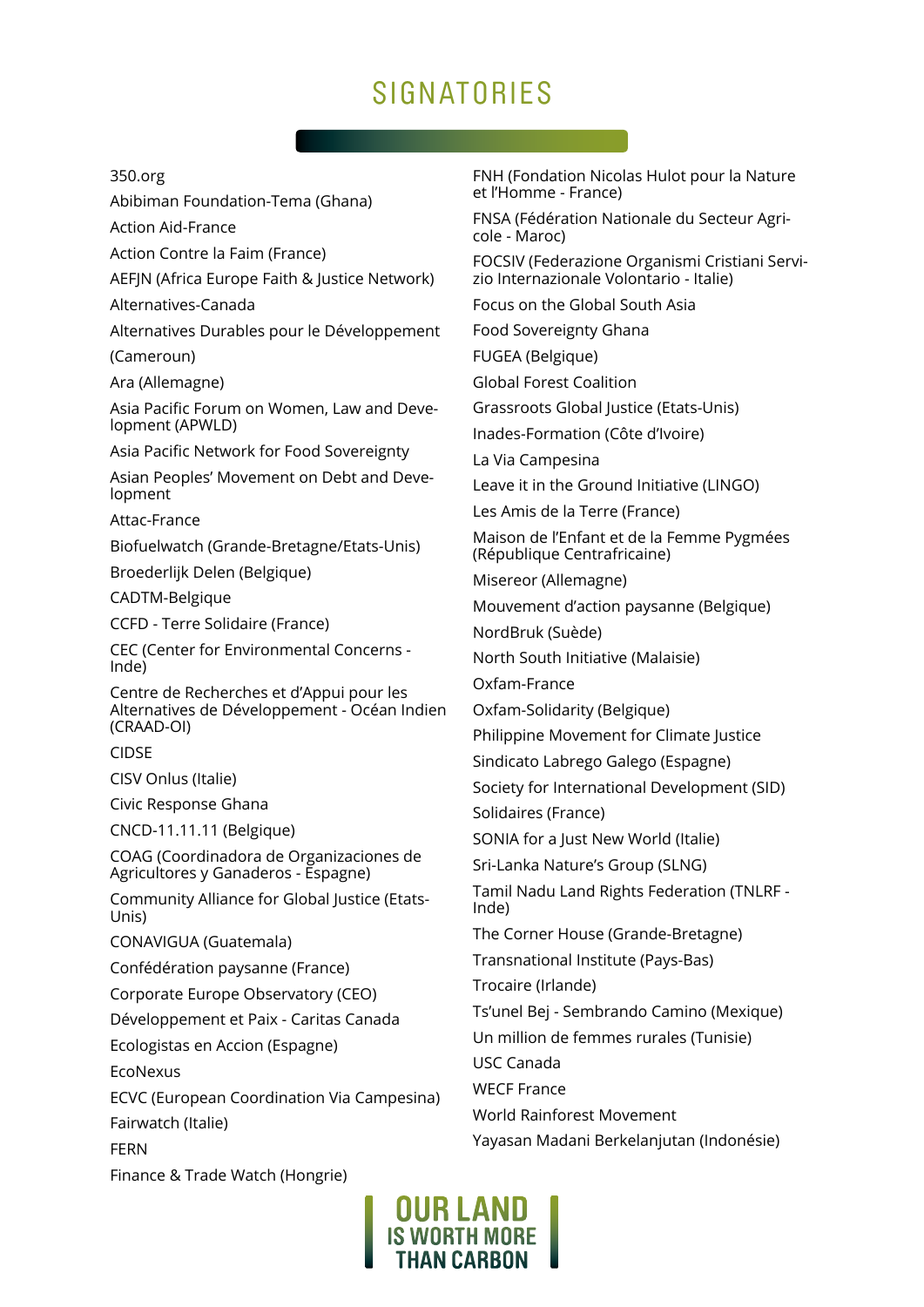# SIGNATORIES

- 350.org
- Abibiman Foundation-Tema (Ghana)
- Action Aid-France
- Action Contre la Faim (France)
- AEFJN (Africa Europe Faith & Justice Network)
- Alternatives-Canada
- Alternatives Durables pour le Développement (Cameroun)
- Ara (Allemagne)
- Asia Pacific Forum on Women, Law and Development (APWLD)
- Asia Pacific Network for Food Sovereignty
- Asian Peoples' Movement on Debt and Development
- Attac-France
- Biofuelwatch (Grande-Bretagne/Etats-Unis)
- Broederlijk Delen (Belgique)
- CADTM-Belgique
- CCFD - Terre Solidaire (France)
- CEC (Center for Environmental Concerns - Inde)
- Centre de Recherches et d'Appui pour les Alternatives de Développement - Océan Indien (CRAAD-OI)
- CIDSE
- CISV Onlus (Italie)
- Civic Response Ghana
- CNCD-11.11.11 (Belgique)
- COAG (Coordinadora de Organizaciones de Agricultores y Ganaderos - Espagne)
- Community Alliance for Global Justice (Etats-Unis)
- CONAVIGUA (Guatemala)
- Confédération paysanne (France)
- Corporate Europe Observatory (CEO)
- Développement et Paix - Caritas Canada
- Ecologistas en Accion (Espagne)
- EcoNexus
- ECVC (European Coordination Via Campesina)
- Fairwatch (Italie)
- FERN
- Finance & Trade Watch (Hongrie)
- FNH (Fondation Nicolas Hulot pour la Nature et l'Homme - France)
- FNSA (Fédération Nationale du Secteur Agricole - Maroc)
- FOCSIV (Federazione Organismi Cristiani Servizio Internazionale Volontario - Italie)
- Focus on the Global South Asia
- Food Sovereignty Ghana
- FUGEA (Belgique)
- Global Forest Coalition
- Grassroots Global Justice (Etats-Unis)
- Inades-Formation (Côte d'Ivoire)
- La Via Campesina
- Leave it in the Ground Initiative (LINGO)
- Les Amis de la Terre (France)
- Maison de l'Enfant et de la Femme Pygmées (République Centrafricaine)
- Misereor (Allemagne)
- Mouvement d'action paysanne (Belgique)
- NordBruk (Suède)
- North South Initiative (Malaisie)
- Oxfam-France
- Oxfam-Solidarity (Belgique)
- Philippine Movement for Climate Justice
- Sindicato Labrego Galego (Espagne)
- Society for International Development (SID)
- Solidaires (France)
- SONIA for a Just New World (Italie)
- Sri-Lanka Nature's Group (SLNG)
- Tamil Nadu Land Rights Federation (TNLRF - Inde)
- The Corner House (Grande-Bretagne)
- Transnational Institute (Pays-Bas)
- Trocaire (Irlande)
- Ts'unel Bej - Sembrando Camino (Mexique)
- Un million de femmes rurales (Tunisie)
- USC Canada
- WECF France
- World Rainforest Movement
- Yayasan Madani Berkelanjutan (Indonésie)

**OUR LAND IS WORTH MORE THAN CARBON**